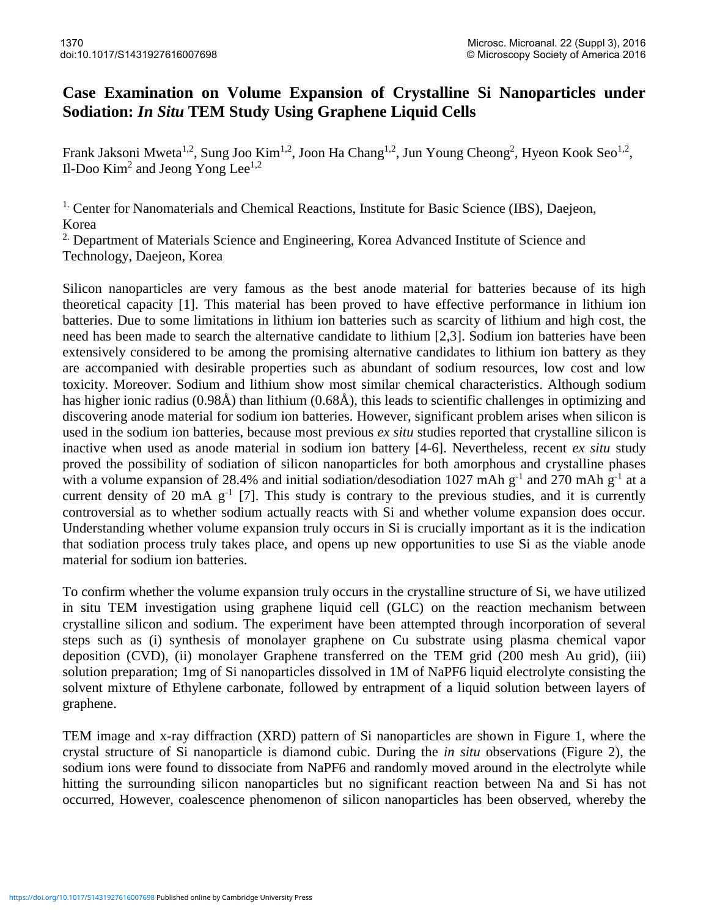# Case Examination on Volume Expansion of Crystalline Si Nanoparticles under Sodiation: *In Situ* TEM Study Using Graphene Liquid Cells

Frank Jaksoni Mweta[1,2], Sung Joo Kim[1,2], Joon Ha Chang[1,2], Jun Young Cheong[2], Hyeon Kook Seo[1,2], Il-Doo Kim[2] and Jeong Yong Lee[1,2]

[1.] Center for Nanomaterials and Chemical Reactions, Institute for Basic Science (IBS), Daejeon, Korea

[2.] Department of Materials Science and Engineering, Korea Advanced Institute of Science and Technology, Daejeon, Korea

Silicon nanoparticles are very famous as the best anode material for batteries because of its high theoretical capacity [1]. This material has been proved to have effective performance in lithium ion batteries. Due to some limitations in lithium ion batteries such as scarcity of lithium and high cost, the need has been made to search the alternative candidate to lithium [2,3]. Sodium ion batteries have been extensively considered to be among the promising alternative candidates to lithium ion battery as they are accompanied with desirable properties such as abundant of sodium resources, low cost and low toxicity. Moreover. Sodium and lithium show most similar chemical characteristics. Although sodium has higher ionic radius (0.98Å) than lithium (0.68Å), this leads to scientific challenges in optimizing and discovering anode material for sodium ion batteries. However, significant problem arises when silicon is used in the sodium ion batteries, because most previous *ex situ* studies reported that crystalline silicon is inactive when used as anode material in sodium ion battery [4-6]. Nevertheless, recent *ex situ* study proved the possibility of sodiation of silicon nanoparticles for both amorphous and crystalline phases with a volume expansion of 28.4% and initial sodiation/desodiation 1027 mAh $g^{-1}$ and 270 mAh $g^{-1}$ at a current density of 20 mA $g^{-1}$ [7]. This study is contrary to the previous studies, and it is currently controversial as to whether sodium actually reacts with Si and whether volume expansion does occur. Understanding whether volume expansion truly occurs in Si is crucially important as it is the indication that sodiation process truly takes place, and opens up new opportunities to use Si as the viable anode material for sodium ion batteries.

To confirm whether the volume expansion truly occurs in the crystalline structure of Si, we have utilized in situ TEM investigation using graphene liquid cell (GLC) on the reaction mechanism between crystalline silicon and sodium. The experiment have been attempted through incorporation of several steps such as (i) synthesis of monolayer graphene on Cu substrate using plasma chemical vapor deposition (CVD), (ii) monolayer Graphene transferred on the TEM grid (200 mesh Au grid), (iii) solution preparation; 1mg of Si nanoparticles dissolved in 1M of $NaPF_6$ liquid electrolyte consisting the solvent mixture of Ethylene carbonate, followed by entrapment of a liquid solution between layers of graphene.

TEM image and x-ray diffraction (XRD) pattern of Si nanoparticles are shown in Figure 1, where the crystal structure of Si nanoparticle is diamond cubic. During the *in situ* observations (Figure 2), the sodium ions were found to dissociate from $NaPF_6$ and randomly moved around in the electrolyte while hitting the surrounding silicon nanoparticles but no significant reaction between Na and Si has not occurred, However, coalescence phenomenon of silicon nanoparticles has been observed, whereby the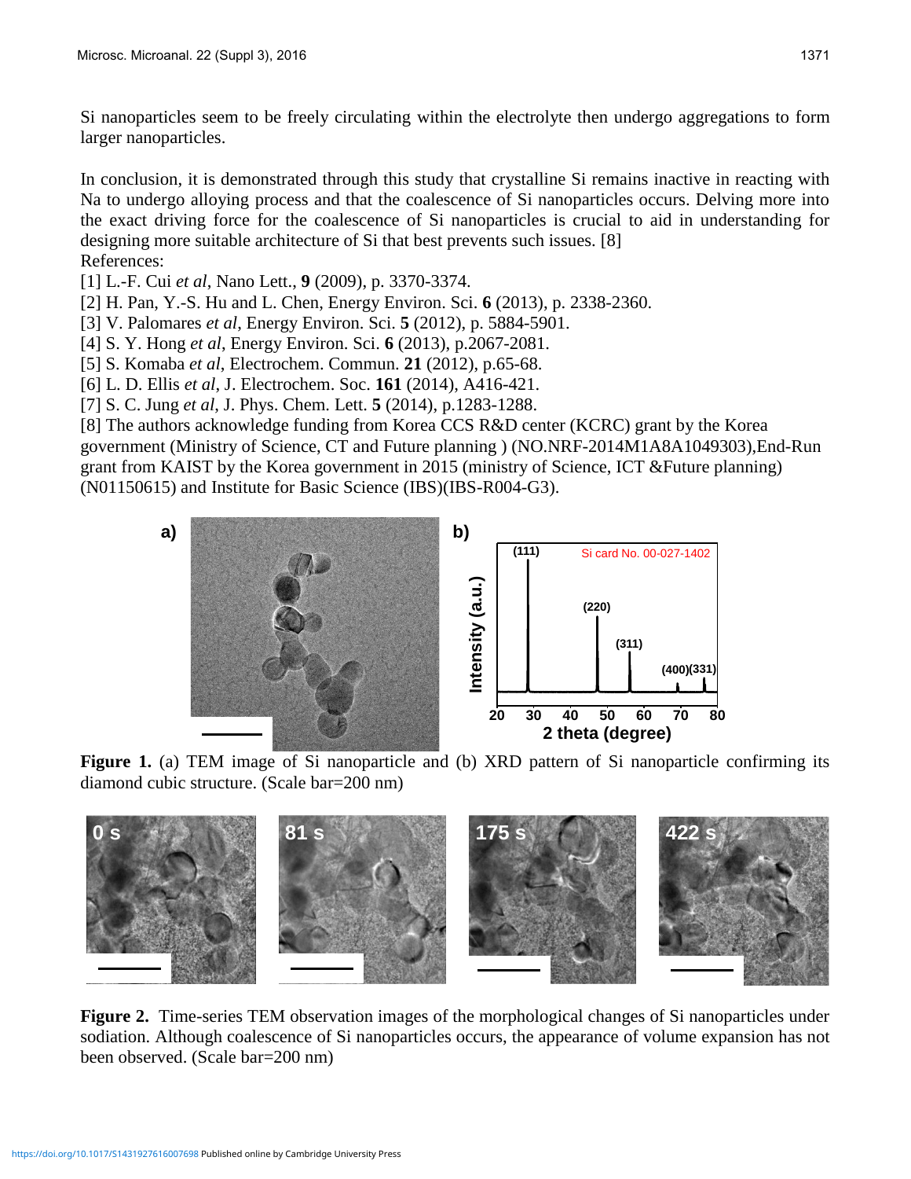Si nanoparticles seem to be freely circulating within the electrolyte then undergo aggregations to form larger nanoparticles.

In conclusion, it is demonstrated through this study that crystalline Si remains inactive in reacting with Na to undergo alloying process and that the coalescence of Si nanoparticles occurs. Delving more into the exact driving force for the coalescence of Si nanoparticles is crucial to aid in understanding for designing more suitable architecture of Si that best prevents such issues. [8]

References:

[1] L.-F. Cui *et al*, Nano Lett., **9** (2009), p. 3370-3374.

[2] H. Pan, Y.-S. Hu and L. Chen, Energy Environ. Sci. **6** (2013), p. 2338-2360.

[3] V. Palomares *et al*, Energy Environ. Sci. **5** (2012), p. 5884-5901.

[4] S. Y. Hong *et al*, Energy Environ. Sci. **6** (2013), p.2067-2081.

[5] S. Komaba *et al*, Electrochem. Commun. **21** (2012), p.65-68.

[6] L. D. Ellis *et al*, J. Electrochem. Soc. **161** (2014), A416-421.

[7] S. C. Jung *et al*, J. Phys. Chem. Lett. **5** (2014), p.1283-1288.

[8] The authors acknowledge funding from Korea CCS R&D center (KCRC) grant by the Korea government (Ministry of Science, CT and Future planning ) (NO.NRF-2014M1A8A1049303),End-Run grant from KAIST by the Korea government in 2015 (ministry of Science, ICT &Future planning) (N01150615) and Institute for Basic Science (IBS)(IBS-R004-G3).

a)

b)

(111)

Si card No. 00-027-1402

(220)

(311)

(400)(331)

Intensity (a.u.)

20 30 40 50 60 70 80

2 theta (degree)

**Figure 1.** (a) TEM image of Si nanoparticle and (b) XRD pattern of Si nanoparticle confirming its diamond cubic structure. (Scale bar=200 nm)

0 s

81 s

175 s

422 s

**Figure 2.** Time-series TEM observation images of the morphological changes of Si nanoparticles under sodiation. Although coalescence of Si nanoparticles occurs, the appearance of volume expansion has not been observed. (Scale bar=200 nm)